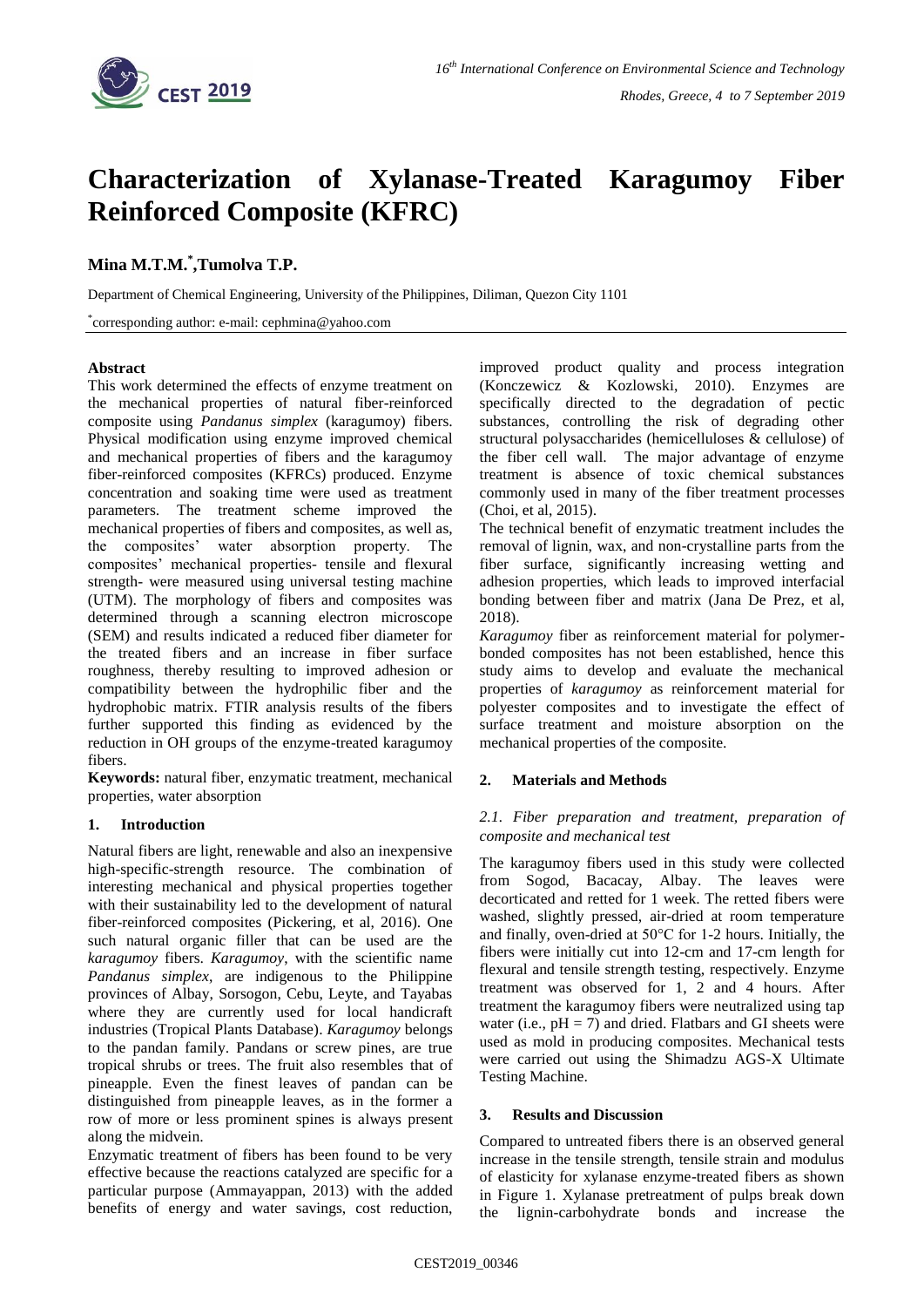# Characterization of Xylanase-Treated Karagumoy Fiber Reinforced Composite (KFRC)

**Mina M.T.M.[*], Tumolva T.P.**

Department of Chemical Engineering, University of the Philippines, Diliman, Quezon City 1101

[*]corresponding author: e-mail: cephmina@yahoo.com

**Abstract**

This work determined the effects of enzyme treatment on the mechanical properties of natural fiber-reinforced composite using *Pandanus simplex* (karagumoy) fibers. Physical modification using enzyme improved chemical and mechanical properties of fibers and the karagumoy fiber-reinforced composites (KFRCs) produced. Enzyme concentration and soaking time were used as treatment parameters. The treatment scheme improved the mechanical properties of fibers and composites, as well as, the composites' water absorption property. The composites' mechanical properties- tensile and flexural strength- were measured using universal testing machine (UTM). The morphology of fibers and composites was determined through a scanning electron microscope (SEM) and results indicated a reduced fiber diameter for the treated fibers and an increase in fiber surface roughness, thereby resulting to improved adhesion or compatibility between the hydrophilic fiber and the hydrophobic matrix. FTIR analysis results of the fibers further supported this finding as evidenced by the reduction in OH groups of the enzyme-treated karagumoy fibers.

**Keywords:** natural fiber, enzymatic treatment, mechanical properties, water absorption

## 1. Introduction

Natural fibers are light, renewable and also an inexpensive high-specific-strength resource. The combination of interesting mechanical and physical properties together with their sustainability led to the development of natural fiber-reinforced composites (Pickering, et al, 2016). One such natural organic filler that can be used are the *karagumoy* fibers. *Karagumoy*, with the scientific name *Pandanus simplex*, are indigenous to the Philippine provinces of Albay, Sorsogon, Cebu, Leyte, and Tayabas where they are currently used for local handicraft industries (Tropical Plants Database). *Karagumoy* belongs to the pandan family. Pandans or screw pines, are true tropical shrubs or trees. The fruit also resembles that of pineapple. Even the finest leaves of pandan can be distinguished from pineapple leaves, as in the former a row of more or less prominent spines is always present along the midvein.

Enzymatic treatment of fibers has been found to be very effective because the reactions catalyzed are specific for a particular purpose (Ammayappan, 2013) with the added benefits of energy and water savings, cost reduction, improved product quality and process integration (Konczewicz & Kozlowski, 2010). Enzymes are specifically directed to the degradation of pectic substances, controlling the risk of degrading other structural polysaccharides (hemicelluloses & cellulose) of the fiber cell wall. The major advantage of enzyme treatment is absence of toxic chemical substances commonly used in many of the fiber treatment processes (Choi, et al, 2015).

The technical benefit of enzymatic treatment includes the removal of lignin, wax, and non-crystalline parts from the fiber surface, significantly increasing wetting and adhesion properties, which leads to improved interfacial bonding between fiber and matrix (Jana De Prez, et al, 2018).

*Karagumoy* fiber as reinforcement material for polymer-bonded composites has not been established, hence this study aims to develop and evaluate the mechanical properties of *karagumoy* as reinforcement material for polyester composites and to investigate the effect of surface treatment and moisture absorption on the mechanical properties of the composite.

## 2. Materials and Methods

### *2.1. Fiber preparation and treatment, preparation of composite and mechanical test*

The karagumoy fibers used in this study were collected from Sogod, Bacacay, Albay. The leaves were decorticated and retted for 1 week. The retted fibers were washed, slightly pressed, air-dried at room temperature and finally, oven-dried at 50°C for 1-2 hours. Initially, the fibers were initially cut into 12-cm and 17-cm length for flexural and tensile strength testing, respectively. Enzyme treatment was observed for 1, 2 and 4 hours. After treatment the karagumoy fibers were neutralized using tap water (i.e., pH = 7) and dried. Flatbars and GI sheets were used as mold in producing composites. Mechanical tests were carried out using the Shimadzu AGS-X Ultimate Testing Machine.

## 3. Results and Discussion

Compared to untreated fibers there is an observed general increase in the tensile strength, tensile strain and modulus of elasticity for xylanase enzyme-treated fibers as shown in Figure 1. Xylanase pretreatment of pulps break down the lignin-carbohydrate bonds and increase the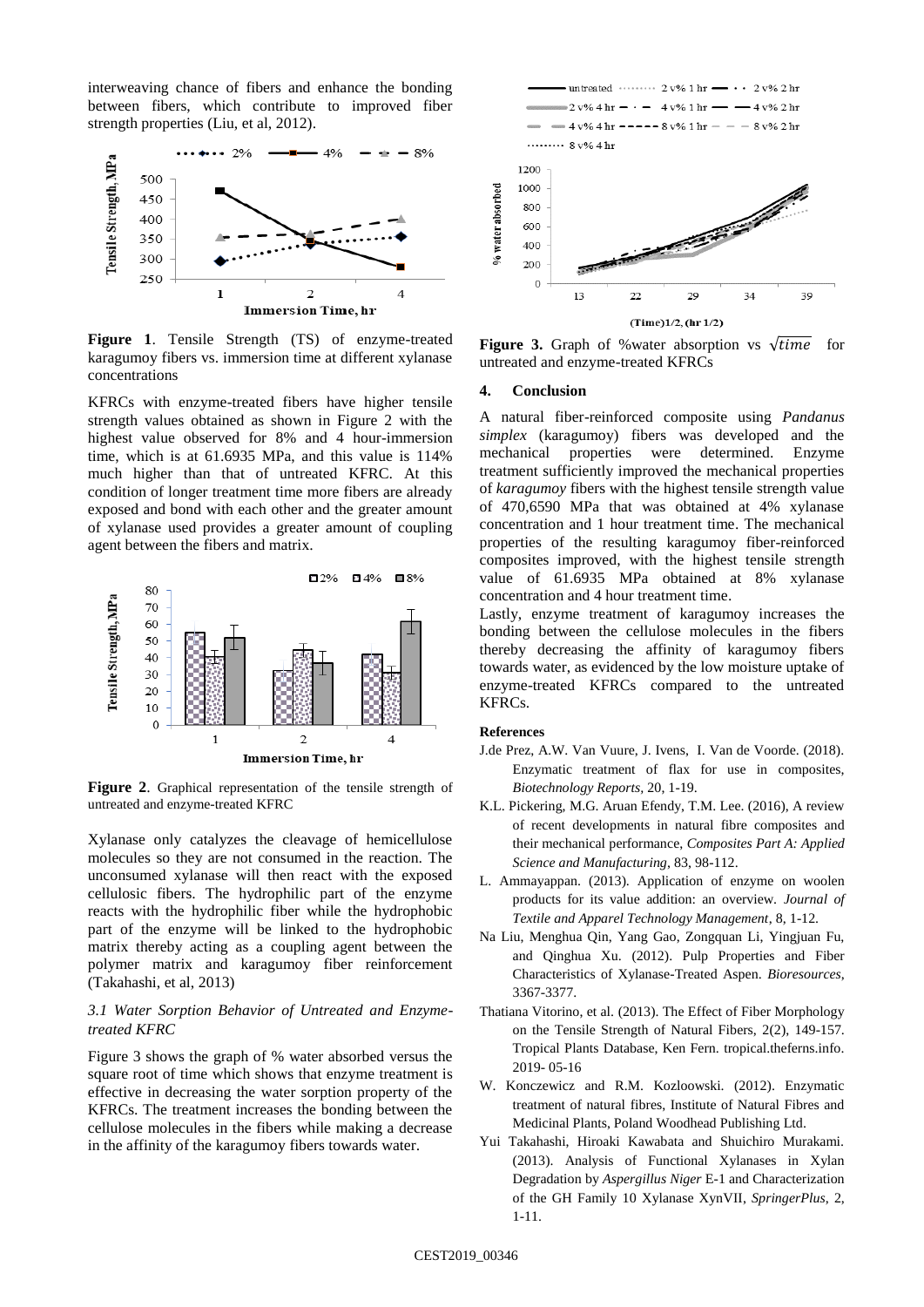interweaving chance of fibers and enhance the bonding between fibers, which contribute to improved fiber strength properties (Liu, et al, 2012).

2% 4% 8%

Tensile Strength, MPa

500
450
400
350
300
250

1 2 4

Immersion Time, hr

**Figure 1**. Tensile Strength (TS) of enzyme-treated karagumoy fibers vs. immersion time at different xylanase concentrations

KFRCs with enzyme-treated fibers have higher tensile strength values obtained as shown in Figure 2 with the highest value observed for 8% and 4 hour-immersion time, which is at 61.6935 MPa, and this value is 114% much higher than that of untreated KFRC. At this condition of longer treatment time more fibers are already exposed and bond with each other and the greater amount of xylanase used provides a greater amount of coupling agent between the fibers and matrix.

2% 4% 8%

Tensile Strength, MPa

80
70
60
50
40
30
20
10
0

1 2 4

Immersion Time, hr

**Figure 2**. Graphical representation of the tensile strength of untreated and enzyme-treated KFRC

Xylanase only catalyzes the cleavage of hemicellulose molecules so they are not consumed in the reaction. The unconsumed xylanase will then react with the exposed cellulosic fibers. The hydrophilic part of the enzyme reacts with the hydrophilic fiber while the hydrophobic part of the enzyme will be linked to the hydrophobic matrix thereby acting as a coupling agent between the polymer matrix and karagumoy fiber reinforcement (Takahashi, et al, 2013)

### *3.1 Water Sorption Behavior of Untreated and Enzyme-treated KFRC*

Figure 3 shows the graph of % water absorbed versus the square root of time which shows that enzyme treatment is effective in decreasing the water sorption property of the KFRCs. The treatment increases the bonding between the cellulose molecules in the fibers while making a decrease in the affinity of the karagumoy fibers towards water.

untreated 2 v% 1 hr 2 v% 2 hr
2 v% 4 hr 4 v% 1 hr 4 v% 2 hr
4 v% 4 hr 8 v% 1 hr 8 v% 2 hr
8 v% 4 hr

% water absorbed

1200
1000
800
600
400
200
0

13 22 29 34 39

(Time)1/2, (hr 1/2)

**Figure 3.** Graph of %water absorption vs $\sqrt{time}$ for untreated and enzyme-treated KFRCs

## 4. Conclusion

A natural fiber-reinforced composite using *Pandanus simplex* (karagumoy) fibers was developed and the mechanical properties were determined. Enzyme treatment sufficiently improved the mechanical properties of *karagumoy* fibers with the highest tensile strength value of 470,6590 MPa that was obtained at 4% xylanase concentration and 1 hour treatment time. The mechanical properties of the resulting karagumoy fiber-reinforced composites improved, with the highest tensile strength value of 61.6935 MPa obtained at 8% xylanase concentration and 4 hour treatment time.

Lastly, enzyme treatment of karagumoy increases the bonding between the cellulose molecules in the fibers thereby decreasing the affinity of karagumoy fibers towards water, as evidenced by the low moisture uptake of enzyme-treated KFRCs compared to the untreated KFRCs.

#### References

J.de Prez, A.W. Van Vuure, J. Ivens, I. Van de Voorde. (2018). Enzymatic treatment of flax for use in composites, *Biotechnology Reports*, 20, 1-19.

K.L. Pickering, M.G. Aruan Efendy, T.M. Lee. (2016), A review of recent developments in natural fibre composites and their mechanical performance, *Composites Part A: Applied Science and Manufacturing*, 83, 98-112.

L. Ammayappan. (2013). Application of enzyme on woolen products for its value addition: an overview. *Journal of Textile and Apparel Technology Management*, 8, 1-12.

Na Liu, Menghua Qin, Yang Gao, Zongquan Li, Yingjuan Fu, and Qinghua Xu. (2012). Pulp Properties and Fiber Characteristics of Xylanase-Treated Aspen. *Bioresources*, 3367-3377.

Thatiana Vitorino, et al. (2013). The Effect of Fiber Morphology on the Tensile Strength of Natural Fibers, 2(2), 149-157. Tropical Plants Database, Ken Fern. tropical.theferns.info. 2019- 05-16

W. Konczewicz and R.M. Kozloowski. (2012). Enzymatic treatment of natural fibres, Institute of Natural Fibres and Medicinal Plants, Poland Woodhead Publishing Ltd.

Yui Takahashi, Hiroaki Kawabata and Shuichiro Murakami. (2013). Analysis of Functional Xylanases in Xylan Degradation by *Aspergillus Niger* E-1 and Characterization of the GH Family 10 Xylanase XynVII, *SpringerPlus*, 2, 1-11.